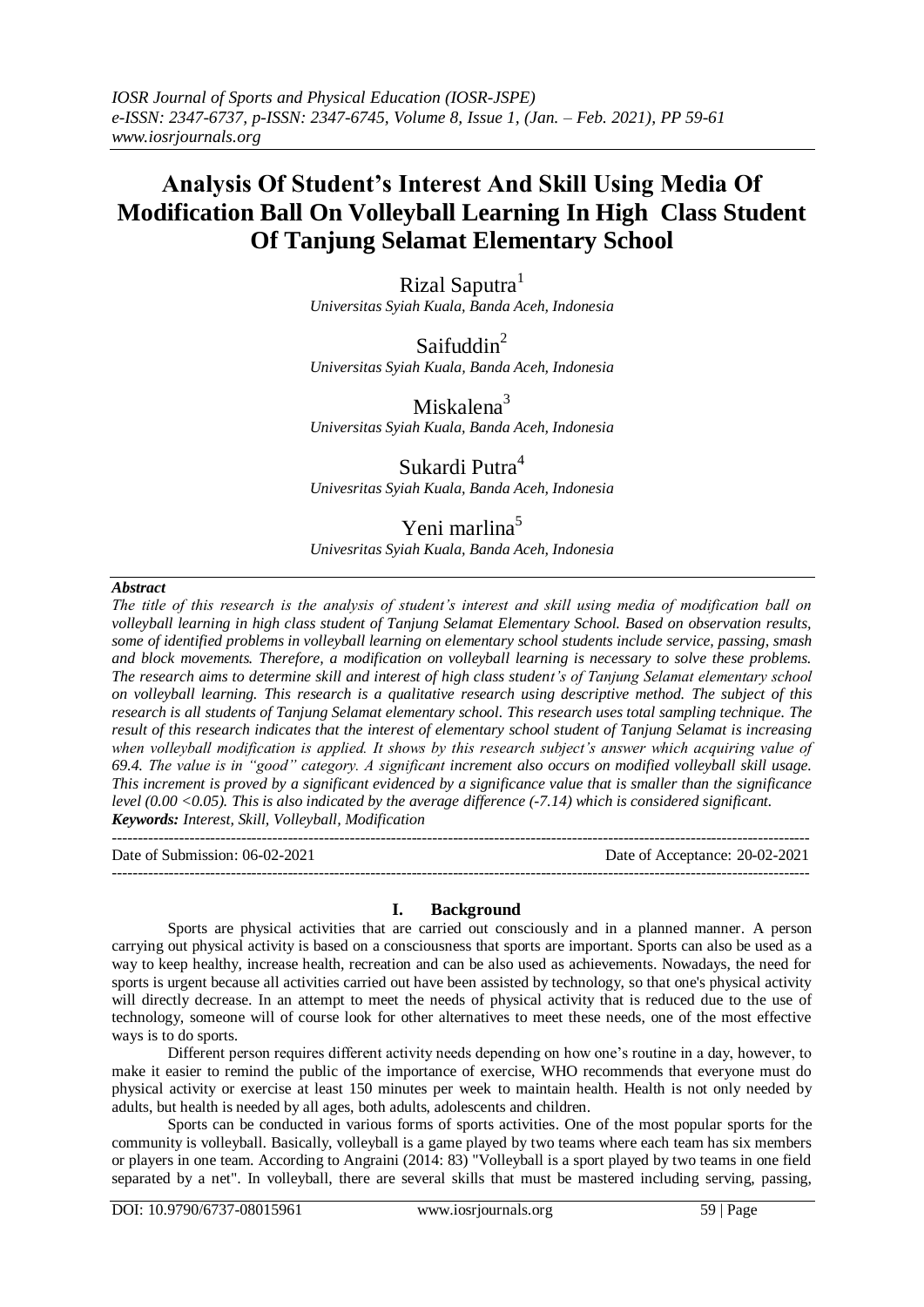# Analysis Of Student's Interest And Skill Using Media Of Modification Ball On Volleyball Learning In High Class Student Of Tanjung Selamat Elementary School

Rizal Saputra[1]
*Universitas Syiah Kuala, Banda Aceh, Indonesia*

Saifuddin[2]
*Universitas Syiah Kuala, Banda Aceh, Indonesia*

Miskalena[3]
*Universitas Syiah Kuala, Banda Aceh, Indonesia*

Sukardi Putra[4]
*Univesritas Syiah Kuala, Banda Aceh, Indonesia*

Yeni marlina[5]
*Univesritas Syiah Kuala, Banda Aceh, Indonesia*

***Abstract***

*The title of this research is the analysis of student's interest and skill using media of modification ball on volleyball learning in high class student of Tanjung Selamat Elementary School. Based on observation results, some of identified problems in volleyball learning on elementary school students include service, passing, smash and block movements. Therefore, a modification on volleyball learning is necessary to solve these problems. The research aims to determine skill and interest of high class student's of Tanjung Selamat elementary school on volleyball learning. This research is a qualitative research using descriptive method. The subject of this research is all students of Tanjung Selamat elementary school. This research uses total sampling technique. The result of this research indicates that the interest of elementary school student of Tanjung Selamat is increasing when volleyball modification is applied. It shows by this research subject's answer which acquiring value of 69.4. The value is in "good" category. A significant increment also occurs on modified volleyball skill usage. This increment is proved by a significant evidenced by a significance value that is smaller than the significance level (0.00 <0.05). This is also indicated by the average difference (-7.14) which is considered significant.*

***Keywords:*** *Interest, Skill, Volleyball, Modification*

---

Date of Submission: 06-02-2021 Date of Acceptance: 20-02-2021

---

## I. Background

Sports are physical activities that are carried out consciously and in a planned manner. A person carrying out physical activity is based on a consciousness that sports are important. Sports can also be used as a way to keep healthy, increase health, recreation and can be also used as achievements. Nowadays, the need for sports is urgent because all activities carried out have been assisted by technology, so that one's physical activity will directly decrease. In an attempt to meet the needs of physical activity that is reduced due to the use of technology, someone will of course look for other alternatives to meet these needs, one of the most effective ways is to do sports.

Different person requires different activity needs depending on how one's routine in a day, however, to make it easier to remind the public of the importance of exercise, WHO recommends that everyone must do physical activity or exercise at least 150 minutes per week to maintain health. Health is not only needed by adults, but health is needed by all ages, both adults, adolescents and children.

Sports can be conducted in various forms of sports activities. One of the most popular sports for the community is volleyball. Basically, volleyball is a game played by two teams where each team has six members or players in one team. According to Angraini (2014: 83) "Volleyball is a sport played by two teams in one field separated by a net". In volleyball, there are several skills that must be mastered including serving, passing,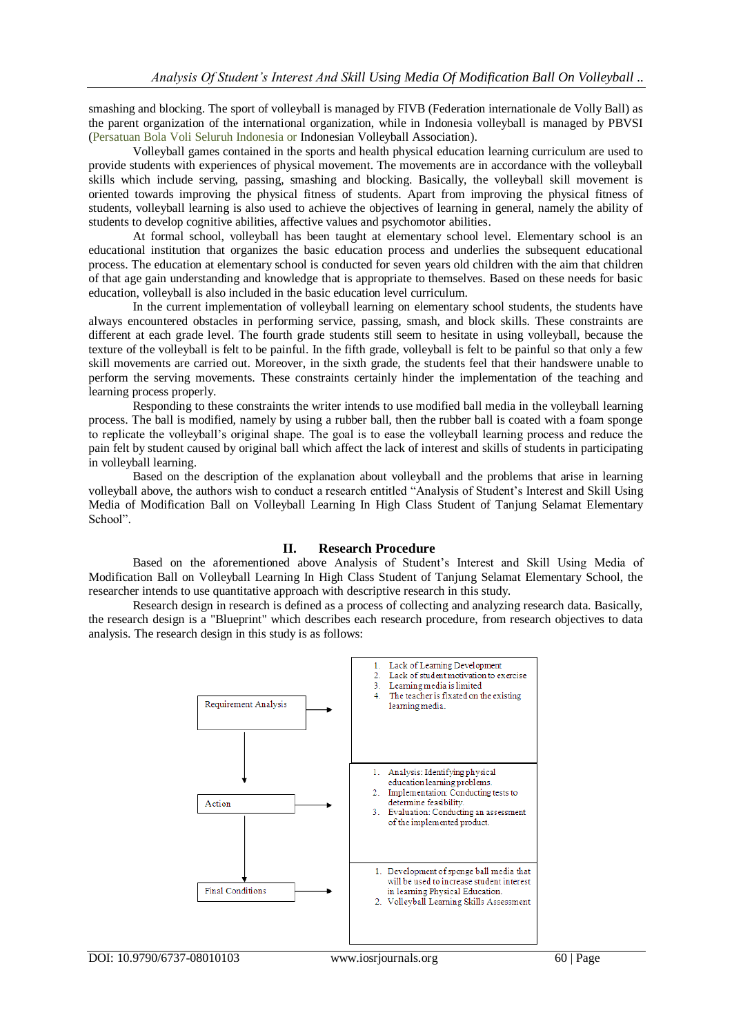smashing and blocking. The sport of volleyball is managed by FIVB (Federation internationale de Volly Ball) as the parent organization of the international organization, while in Indonesia volleyball is managed by PBVSI (Persatuan Bola Voli Seluruh Indonesia or Indonesian Volleyball Association).

Volleyball games contained in the sports and health physical education learning curriculum are used to provide students with experiences of physical movement. The movements are in accordance with the volleyball skills which include serving, passing, smashing and blocking. Basically, the volleyball skill movement is oriented towards improving the physical fitness of students. Apart from improving the physical fitness of students, volleyball learning is also used to achieve the objectives of learning in general, namely the ability of students to develop cognitive abilities, affective values and psychomotor abilities.

At formal school, volleyball has been taught at elementary school level. Elementary school is an educational institution that organizes the basic education process and underlies the subsequent educational process. The education at elementary school is conducted for seven years old children with the aim that children of that age gain understanding and knowledge that is appropriate to themselves. Based on these needs for basic education, volleyball is also included in the basic education level curriculum.

In the current implementation of volleyball learning on elementary school students, the students have always encountered obstacles in performing service, passing, smash, and block skills. These constraints are different at each grade level. The fourth grade students still seem to hesitate in using volleyball, because the texture of the volleyball is felt to be painful. In the fifth grade, volleyball is felt to be painful so that only a few skill movements are carried out. Moreover, in the sixth grade, the students feel that their handswere unable to perform the serving movements. These constraints certainly hinder the implementation of the teaching and learning process properly.

Responding to these constraints the writer intends to use modified ball media in the volleyball learning process. The ball is modified, namely by using a rubber ball, then the rubber ball is coated with a foam sponge to replicate the volleyball's original shape. The goal is to ease the volleyball learning process and reduce the pain felt by student caused by original ball which affect the lack of interest and skills of students in participating in volleyball learning.

Based on the description of the explanation about volleyball and the problems that arise in learning volleyball above, the authors wish to conduct a research entitled "Analysis of Student's Interest and Skill Using Media of Modification Ball on Volleyball Learning In High Class Student of Tanjung Selamat Elementary School".

## II. Research Procedure

Based on the aforementioned above Analysis of Student's Interest and Skill Using Media of Modification Ball on Volleyball Learning In High Class Student of Tanjung Selamat Elementary School, the researcher intends to use quantitative approach with descriptive research in this study.

Research design in research is defined as a process of collecting and analyzing research data. Basically, the research design is a "Blueprint" which describes each research procedure, from research objectives to data analysis. The research design in this study is as follows:

Requirement Analysis →
1. Lack of Learning Development
2. Lack of student motivation to exercise
3. Learning media is limited
4. The teacher is fixated on the existing learning media.

↓

Action →
1. Analysis: Identifying physical education learning problems.
2. Implementation. Conducting tests to determine feasibility.
3. Evaluation: Conducting an assessment of the implemented product.

↓

Final Conditions →
1. Development of sponge ball media that will be used to increase student interest in learning Physical Education.
2. Volleyball Learning Skills Assessment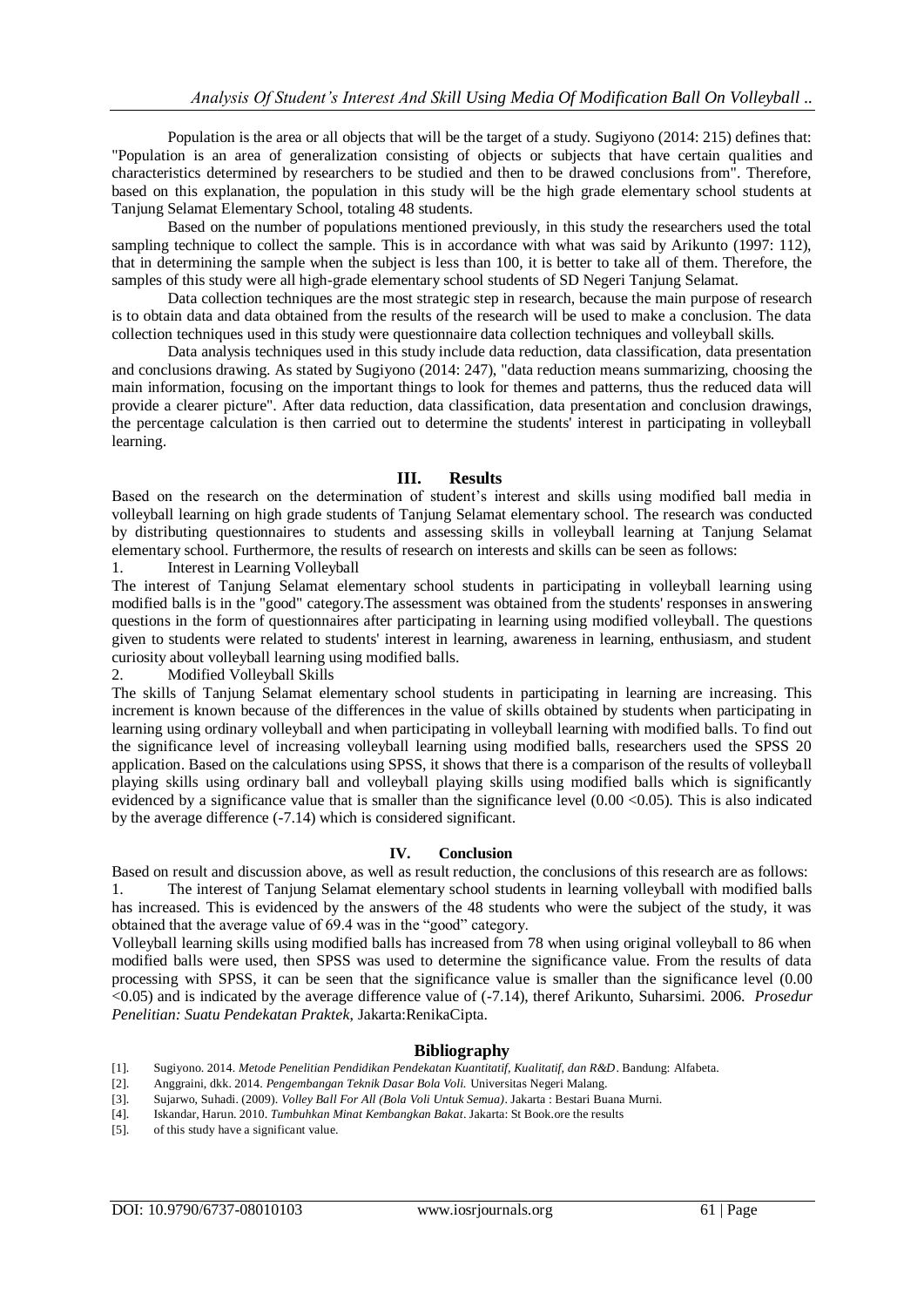Population is the area or all objects that will be the target of a study. Sugiyono (2014: 215) defines that: "Population is an area of generalization consisting of objects or subjects that have certain qualities and characteristics determined by researchers to be studied and then to be drawed conclusions from". Therefore, based on this explanation, the population in this study will be the high grade elementary school students at Tanjung Selamat Elementary School, totaling 48 students.

Based on the number of populations mentioned previously, in this study the researchers used the total sampling technique to collect the sample. This is in accordance with what was said by Arikunto (1997: 112), that in determining the sample when the subject is less than 100, it is better to take all of them. Therefore, the samples of this study were all high-grade elementary school students of SD Negeri Tanjung Selamat.

Data collection techniques are the most strategic step in research, because the main purpose of research is to obtain data and data obtained from the results of the research will be used to make a conclusion. The data collection techniques used in this study were questionnaire data collection techniques and volleyball skills.

Data analysis techniques used in this study include data reduction, data classification, data presentation and conclusions drawing. As stated by Sugiyono (2014: 247), "data reduction means summarizing, choosing the main information, focusing on the important things to look for themes and patterns, thus the reduced data will provide a clearer picture". After data reduction, data classification, data presentation and conclusion drawings, the percentage calculation is then carried out to determine the students' interest in participating in volleyball learning.

## III. Results

Based on the research on the determination of student's interest and skills using modified ball media in volleyball learning on high grade students of Tanjung Selamat elementary school. The research was conducted by distributing questionnaires to students and assessing skills in volleyball learning at Tanjung Selamat elementary school. Furthermore, the results of research on interests and skills can be seen as follows:

1. Interest in Learning Volleyball

The interest of Tanjung Selamat elementary school students in participating in volleyball learning using modified balls is in the "good" category.The assessment was obtained from the students' responses in answering questions in the form of questionnaires after participating in learning using modified volleyball. The questions given to students were related to students' interest in learning, awareness in learning, enthusiasm, and student curiosity about volleyball learning using modified balls.

2. Modified Volleyball Skills

The skills of Tanjung Selamat elementary school students in participating in learning are increasing. This increment is known because of the differences in the value of skills obtained by students when participating in learning using ordinary volleyball and when participating in volleyball learning with modified balls. To find out the significance level of increasing volleyball learning using modified balls, researchers used the SPSS 20 application. Based on the calculations using SPSS, it shows that there is a comparison of the results of volleyball playing skills using ordinary ball and volleyball playing skills using modified balls which is significantly evidenced by a significance value that is smaller than the significance level (0.00 <0.05). This is also indicated by the average difference (-7.14) which is considered significant.

## IV. Conclusion

Based on result and discussion above, as well as result reduction, the conclusions of this research are as follows:

1. The interest of Tanjung Selamat elementary school students in learning volleyball with modified balls has increased. This is evidenced by the answers of the 48 students who were the subject of the study, it was obtained that the average value of 69.4 was in the "good" category.

Volleyball learning skills using modified balls has increased from 78 when using original volleyball to 86 when modified balls were used, then SPSS was used to determine the significance value. From the results of data processing with SPSS, it can be seen that the significance value is smaller than the significance level (0.00 <0.05) and is indicated by the average difference value of (-7.14), theref Arikunto, Suharsimi. 2006. *Prosedur Penelitian: Suatu Pendekatan Praktek*, Jakarta:RenikaCipta.

## Bibliography

[1]. Sugiyono. 2014. *Metode Penelitian Pendidikan Pendekatan Kuantitatif, Kualitatif, dan R&D*. Bandung: Alfabeta.

[2]. Anggraini, dkk. 2014. *Pengembangan Teknik Dasar Bola Voli.* Universitas Negeri Malang.

[3]. Sujarwo, Suhadi. (2009). *Volley Ball For All (Bola Voli Untuk Semua)*. Jakarta : Bestari Buana Murni.

[4]. Iskandar, Harun. 2010. *Tumbuhkan Minat Kembangkan Bakat*. Jakarta: St Book.ore the results

[5]. of this study have a significant value.